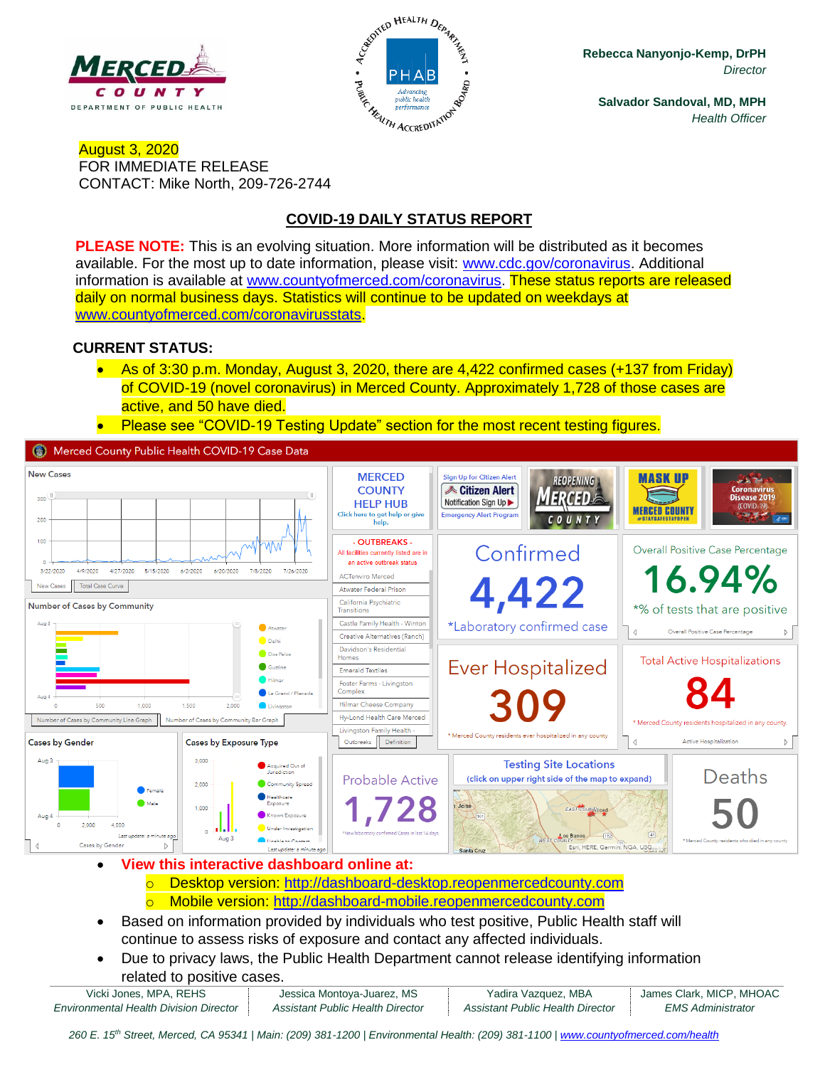Rebecca Nanyonjo-Kemp, DrPH
*Director*

Salvador Sandoval, MD, MPH
*Health Officer*

August 3, 2020
FOR IMMEDIATE RELEASE
CONTACT: Mike North, 209-726-2744

## COVID-19 DAILY STATUS REPORT

**PLEASE NOTE:** This is an evolving situation. More information will be distributed as it becomes available. For the most up to date information, please visit: www.cdc.gov/coronavirus. Additional information is available at www.countyofmerced.com/coronavirus. These status reports are released daily on normal business days. Statistics will continue to be updated on weekdays at www.countyofmerced.com/coronavirusstats.

**CURRENT STATUS:**

- As of 3:30 p.m. Monday, August 3, 2020, there are 4,422 confirmed cases (+137 from Friday) of COVID-19 (novel coronavirus) in Merced County. Approximately 1,728 of those cases are active, and 50 have died.
- Please see "COVID-19 Testing Update" section for the most recent testing figures.

Merced County Public Health COVID-19 Case Data

- Confirmed: 4,422 (*Laboratory confirmed case)
- Overall Positive Case Percentage: 16.94% (*% of tests that are positive)
- Ever Hospitalized: 309 (* Merced County residents ever hospitalized in any county)
- Total Active Hospitalizations: 84 (* Merced County residents hospitalized in any county)
- Probable Active: 1,728
- Deaths: 50 (* Merced County residents who died in any county)

OUTBREAKS – All facilities currently listed are in an active outbreak status: ACTenviro Merced; Atwater Federal Prison; California Psychiatric Transitions; Castle Family Health - Winton; Creative Alternatives (Ranch); Davidson's Residential Homes; Emerald Textiles; Foster Farms - Livingston Complex; Hilmar Cheese Company; Hy-Lond Health Care Merced; Livingston Family Health

- **View this interactive dashboard online at:**
  - Desktop version: http://dashboard-desktop.reopenmercedcounty.com
  - Mobile version: http://dashboard-mobile.reopenmercedcounty.com
- Based on information provided by individuals who test positive, Public Health staff will continue to assess risks of exposure and contact any affected individuals.
- Due to privacy laws, the Public Health Department cannot release identifying information related to positive cases.

| Vicki Jones, MPA, REHS | Jessica Montoya-Juarez, MS | Yadira Vazquez, MBA | James Clark, MICP, MHOAC |
|---|---|---|---|
| *Environmental Health Division Director* | *Assistant Public Health Director* | *Assistant Public Health Director* | *EMS Administrator* |

*260 E. 15th Street, Merced, CA 95341 | Main: (209) 381-1200 | Environmental Health: (209) 381-1100 | www.countyofmerced.com/health*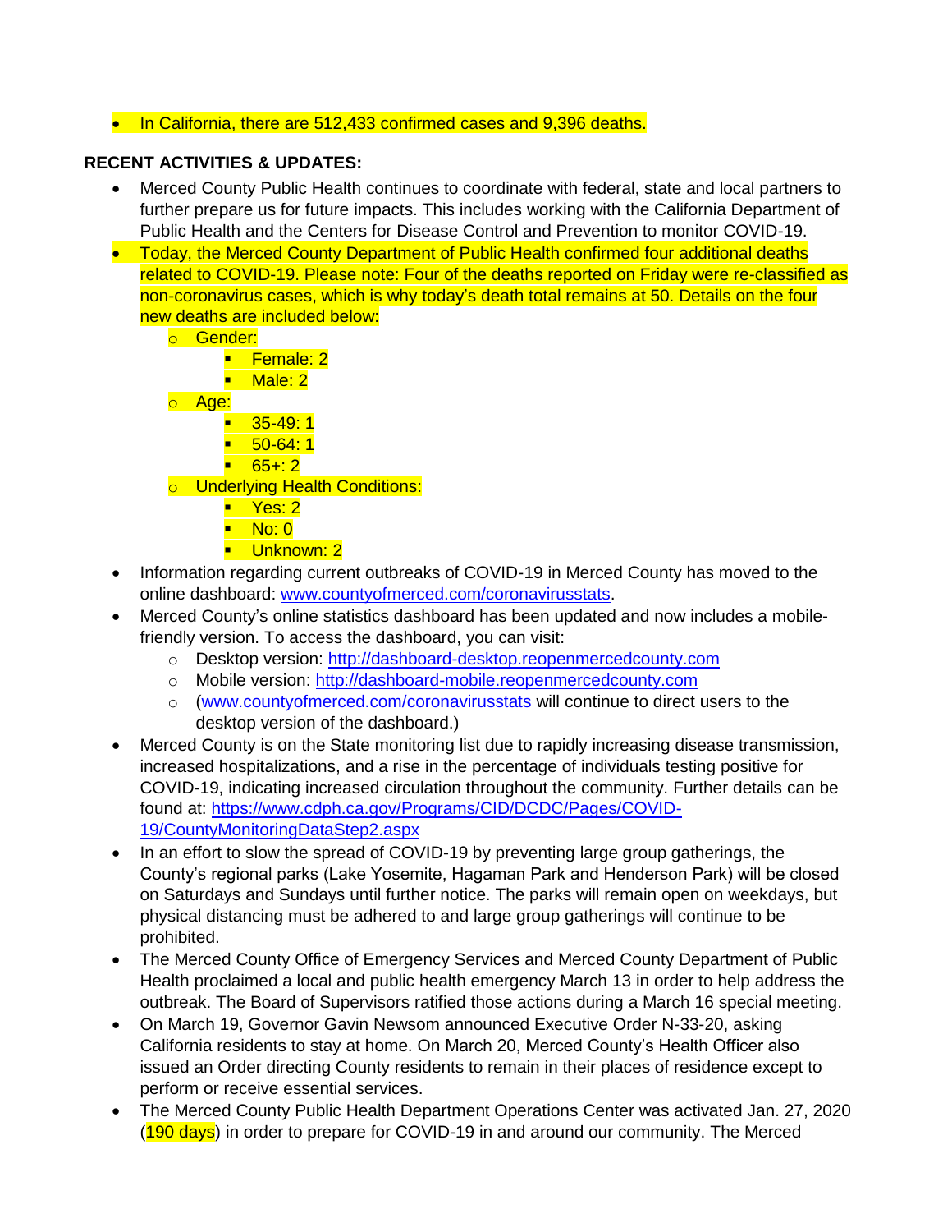- In California, there are 512,433 confirmed cases and 9,396 deaths.

**RECENT ACTIVITIES & UPDATES:**

- Merced County Public Health continues to coordinate with federal, state and local partners to further prepare us for future impacts. This includes working with the California Department of Public Health and the Centers for Disease Control and Prevention to monitor COVID-19.
- Today, the Merced County Department of Public Health confirmed four additional deaths related to COVID-19. Please note: Four of the deaths reported on Friday were re-classified as non-coronavirus cases, which is why today's death total remains at 50. Details on the four new deaths are included below:
  - Gender:
    - Female: 2
    - Male: 2
  - Age:
    - 35-49: 1
    - 50-64: 1
    - 65+: 2
  - Underlying Health Conditions:
    - Yes: 2
    - No: 0
    - Unknown: 2
- Information regarding current outbreaks of COVID-19 in Merced County has moved to the online dashboard: [www.countyofmerced.com/coronavirusstats](www.countyofmerced.com/coronavirusstats).
- Merced County's online statistics dashboard has been updated and now includes a mobile-friendly version. To access the dashboard, you can visit:
  - Desktop version: [http://dashboard-desktop.reopenmercedcounty.com](http://dashboard-desktop.reopenmercedcounty.com)
  - Mobile version: [http://dashboard-mobile.reopenmercedcounty.com](http://dashboard-mobile.reopenmercedcounty.com)
  - ([www.countyofmerced.com/coronavirusstats](www.countyofmerced.com/coronavirusstats) will continue to direct users to the desktop version of the dashboard.)
- Merced County is on the State monitoring list due to rapidly increasing disease transmission, increased hospitalizations, and a rise in the percentage of individuals testing positive for COVID-19, indicating increased circulation throughout the community. Further details can be found at: [https://www.cdph.ca.gov/Programs/CID/DCDC/Pages/COVID-19/CountyMonitoringDataStep2.aspx](https://www.cdph.ca.gov/Programs/CID/DCDC/Pages/COVID-19/CountyMonitoringDataStep2.aspx)
- In an effort to slow the spread of COVID-19 by preventing large group gatherings, the County's regional parks (Lake Yosemite, Hagaman Park and Henderson Park) will be closed on Saturdays and Sundays until further notice. The parks will remain open on weekdays, but physical distancing must be adhered to and large group gatherings will continue to be prohibited.
- The Merced County Office of Emergency Services and Merced County Department of Public Health proclaimed a local and public health emergency March 13 in order to help address the outbreak. The Board of Supervisors ratified those actions during a March 16 special meeting.
- On March 19, Governor Gavin Newsom announced Executive Order N-33-20, asking California residents to stay at home. On March 20, Merced County's Health Officer also issued an Order directing County residents to remain in their places of residence except to perform or receive essential services.
- The Merced County Public Health Department Operations Center was activated Jan. 27, 2020 (190 days) in order to prepare for COVID-19 in and around our community. The Merced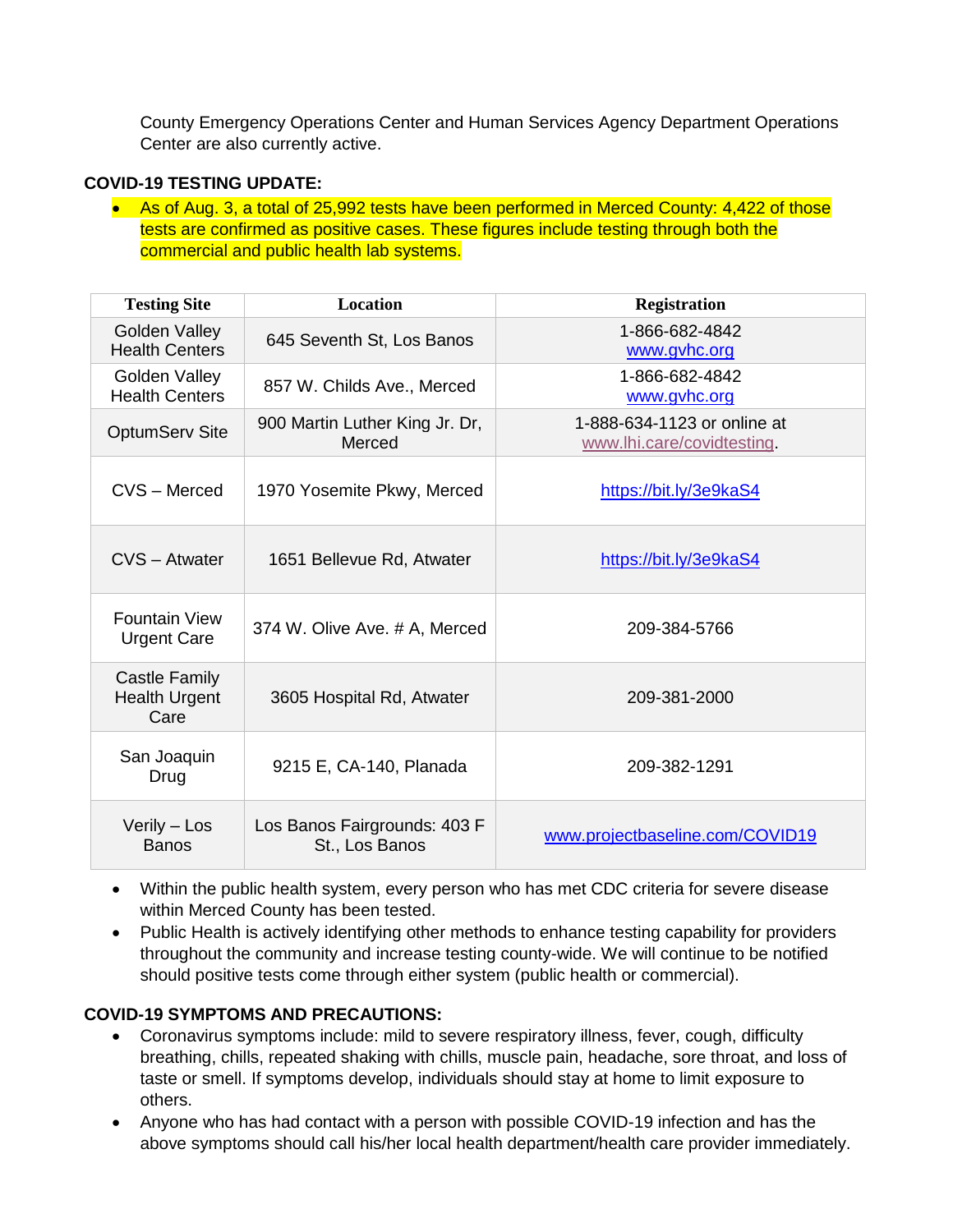County Emergency Operations Center and Human Services Agency Department Operations Center are also currently active.

**COVID-19 TESTING UPDATE:**

- As of Aug. 3, a total of 25,992 tests have been performed in Merced County: 4,422 of those tests are confirmed as positive cases. These figures include testing through both the commercial and public health lab systems.

| Testing Site | Location | Registration |
|---|---|---|
| Golden Valley Health Centers | 645 Seventh St, Los Banos | 1-866-682-4842 www.gvhc.org |
| Golden Valley Health Centers | 857 W. Childs Ave., Merced | 1-866-682-4842 www.gvhc.org |
| OptumServ Site | 900 Martin Luther King Jr. Dr, Merced | 1-888-634-1123 or online at www.lhi.care/covidtesting. |
| CVS – Merced | 1970 Yosemite Pkwy, Merced | https://bit.ly/3e9kaS4 |
| CVS – Atwater | 1651 Bellevue Rd, Atwater | https://bit.ly/3e9kaS4 |
| Fountain View Urgent Care | 374 W. Olive Ave. # A, Merced | 209-384-5766 |
| Castle Family Health Urgent Care | 3605 Hospital Rd, Atwater | 209-381-2000 |
| San Joaquin Drug | 9215 E, CA-140, Planada | 209-382-1291 |
| Verily – Los Banos | Los Banos Fairgrounds: 403 F St., Los Banos | www.projectbaseline.com/COVID19 |

- Within the public health system, every person who has met CDC criteria for severe disease within Merced County has been tested.
- Public Health is actively identifying other methods to enhance testing capability for providers throughout the community and increase testing county-wide. We will continue to be notified should positive tests come through either system (public health or commercial).

**COVID-19 SYMPTOMS AND PRECAUTIONS:**

- Coronavirus symptoms include: mild to severe respiratory illness, fever, cough, difficulty breathing, chills, repeated shaking with chills, muscle pain, headache, sore throat, and loss of taste or smell. If symptoms develop, individuals should stay at home to limit exposure to others.
- Anyone who has had contact with a person with possible COVID-19 infection and has the above symptoms should call his/her local health department/health care provider immediately.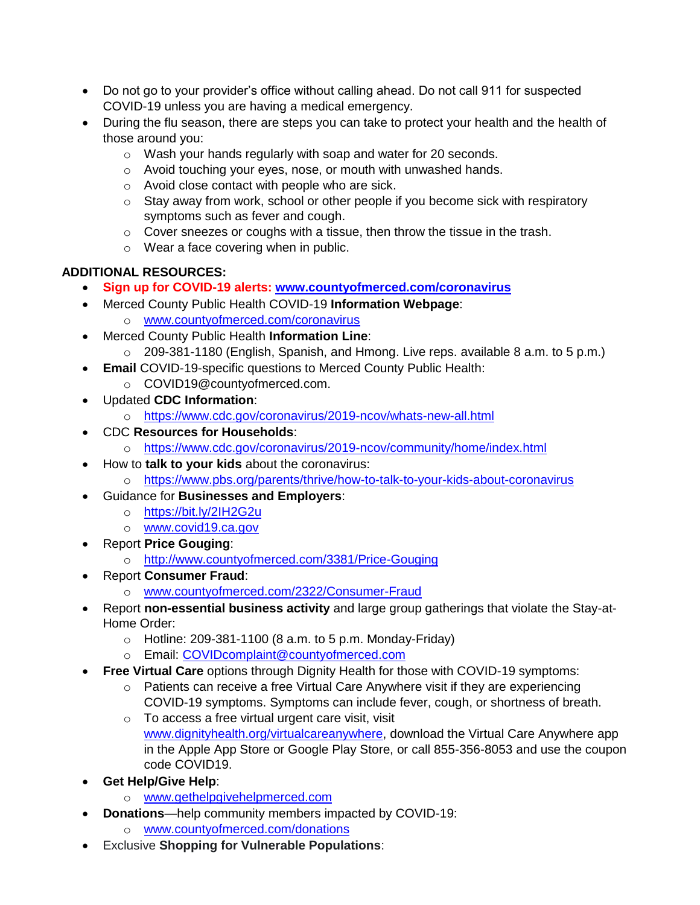- Do not go to your provider's office without calling ahead. Do not call 911 for suspected COVID-19 unless you are having a medical emergency.
- During the flu season, there are steps you can take to protect your health and the health of those around you:
    - Wash your hands regularly with soap and water for 20 seconds.
    - Avoid touching your eyes, nose, or mouth with unwashed hands.
    - Avoid close contact with people who are sick.
    - Stay away from work, school or other people if you become sick with respiratory symptoms such as fever and cough.
    - Cover sneezes or coughs with a tissue, then throw the tissue in the trash.
    - Wear a face covering when in public.

**ADDITIONAL RESOURCES:**

- **Sign up for COVID-19 alerts: www.countyofmerced.com/coronavirus**
- Merced County Public Health COVID-19 **Information Webpage**:
    - www.countyofmerced.com/coronavirus
- Merced County Public Health **Information Line**:
    - 209-381-1180 (English, Spanish, and Hmong. Live reps. available 8 a.m. to 5 p.m.)
- **Email** COVID-19-specific questions to Merced County Public Health:
    - COVID19@countyofmerced.com.
- Updated **CDC Information**:
    - https://www.cdc.gov/coronavirus/2019-ncov/whats-new-all.html
- CDC **Resources for Households**:
    - https://www.cdc.gov/coronavirus/2019-ncov/community/home/index.html
- How to **talk to your kids** about the coronavirus:
    - https://www.pbs.org/parents/thrive/how-to-talk-to-your-kids-about-coronavirus
- Guidance for **Businesses and Employers**:
    - https://bit.ly/2IH2G2u
    - www.covid19.ca.gov
- Report **Price Gouging**:
    - http://www.countyofmerced.com/3381/Price-Gouging
- Report **Consumer Fraud**:
    - www.countyofmerced.com/2322/Consumer-Fraud
- Report **non-essential business activity** and large group gatherings that violate the Stay-at-Home Order:
    - Hotline: 209-381-1100 (8 a.m. to 5 p.m. Monday-Friday)
    - Email: COVIDcomplaint@countyofmerced.com
- **Free Virtual Care** options through Dignity Health for those with COVID-19 symptoms:
    - Patients can receive a free Virtual Care Anywhere visit if they are experiencing COVID-19 symptoms. Symptoms can include fever, cough, or shortness of breath.
    - To access a free virtual urgent care visit, visit www.dignityhealth.org/virtualcareanywhere, download the Virtual Care Anywhere app in the Apple App Store or Google Play Store, or call 855-356-8053 and use the coupon code COVID19.
- **Get Help/Give Help**:
    - www.gethelpgivehelpmerced.com
- **Donations**—help community members impacted by COVID-19:
    - www.countyofmerced.com/donations
- Exclusive **Shopping for Vulnerable Populations**: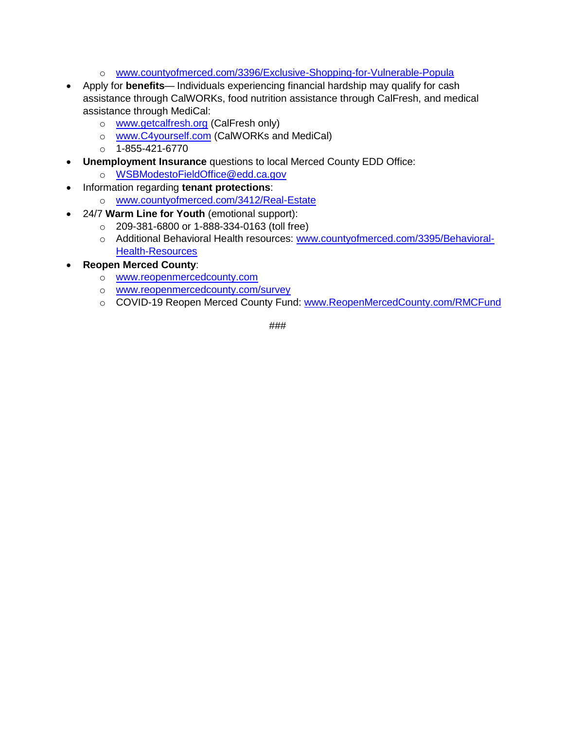- www.countyofmerced.com/3396/Exclusive-Shopping-for-Vulnerable-Popula
- Apply for **benefits**— Individuals experiencing financial hardship may qualify for cash assistance through CalWORKs, food nutrition assistance through CalFresh, and medical assistance through MediCal:
    - www.getcalfresh.org (CalFresh only)
    - www.C4yourself.com (CalWORKs and MediCal)
    - 1-855-421-6770
- **Unemployment Insurance** questions to local Merced County EDD Office:
    - WSBModestoFieldOffice@edd.ca.gov
- Information regarding **tenant protections**:
    - www.countyofmerced.com/3412/Real-Estate
- 24/7 **Warm Line for Youth** (emotional support):
    - 209-381-6800 or 1-888-334-0163 (toll free)
    - Additional Behavioral Health resources: www.countyofmerced.com/3395/Behavioral-Health-Resources
- **Reopen Merced County**:
    - www.reopenmercedcounty.com
    - www.reopenmercedcounty.com/survey
    - COVID-19 Reopen Merced County Fund: www.ReopenMercedCounty.com/RMCFund

###